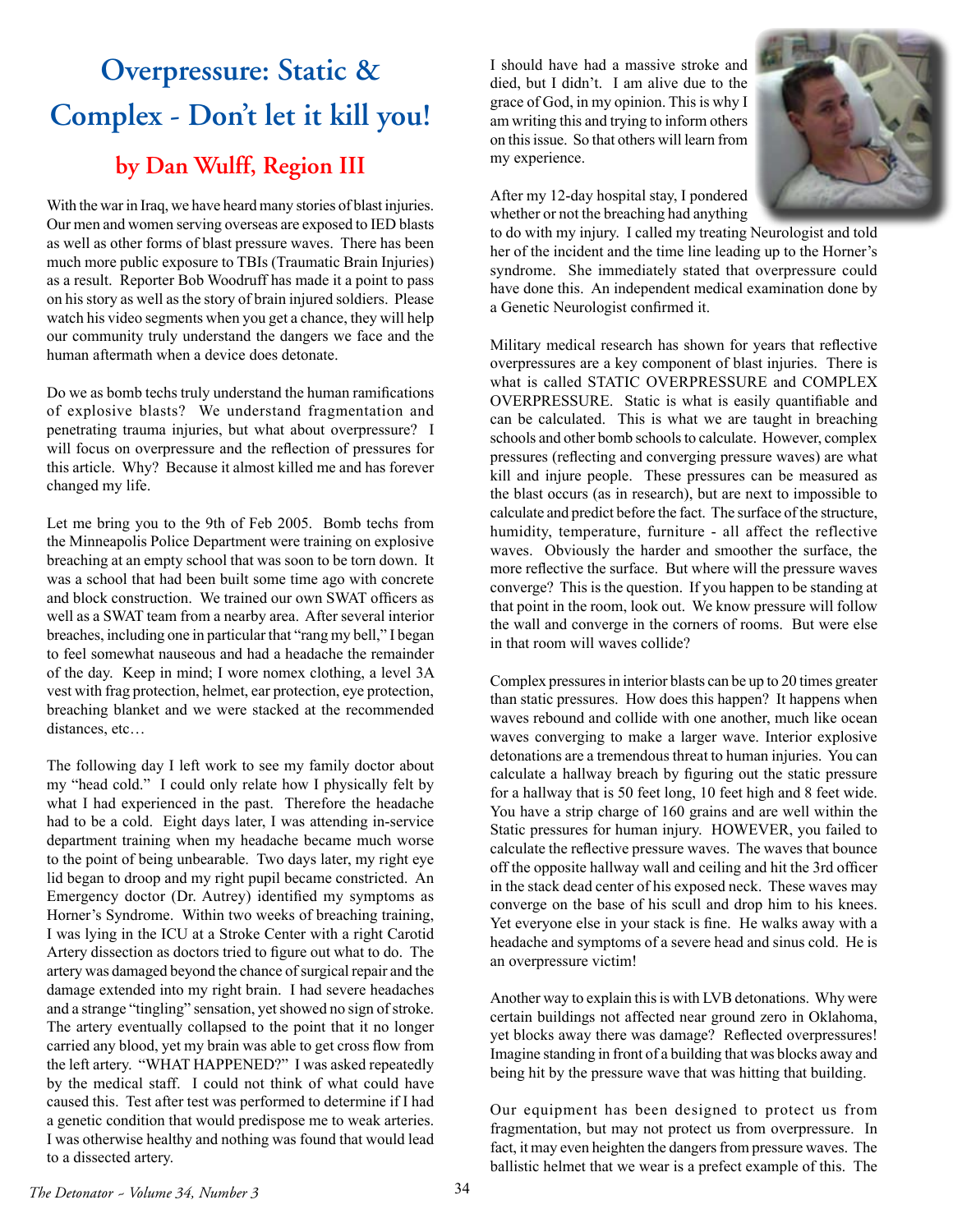# Overpressure: Static & Complex - Don't let it kill you!

## by Dan Wulff, Region III

With the war in Iraq, we have heard many stories of blast injuries. Our men and women serving overseas are exposed to IED blasts as well as other forms of blast pressure waves. There has been much more public exposure to TBIs (Traumatic Brain Injuries) as a result. Reporter Bob Woodruff has made it a point to pass on his story as well as the story of brain injured soldiers. Please watch his video segments when you get a chance, they will help our community truly understand the dangers we face and the human aftermath when a device does detonate.

Do we as bomb techs truly understand the human ramifications of explosive blasts? We understand fragmentation and penetrating trauma injuries, but what about overpressure? I will focus on overpressure and the reflection of pressures for this article. Why? Because it almost killed me and has forever changed my life.

Let me bring you to the 9th of Feb 2005. Bomb techs from the Minneapolis Police Department were training on explosive breaching at an empty school that was soon to be torn down. It was a school that had been built some time ago with concrete and block construction. We trained our own SWAT officers as well as a SWAT team from a nearby area. After several interior breaches, including one in particular that "rang my bell," I began to feel somewhat nauseous and had a headache the remainder of the day. Keep in mind; I wore nomex clothing, a level 3A vest with frag protection, helmet, ear protection, eye protection, breaching blanket and we were stacked at the recommended distances, etc…

The following day I left work to see my family doctor about my "head cold." I could only relate how I physically felt by what I had experienced in the past. Therefore the headache had to be a cold. Eight days later, I was attending in-service department training when my headache became much worse to the point of being unbearable. Two days later, my right eye lid began to droop and my right pupil became constricted. An Emergency doctor (Dr. Autrey) identified my symptoms as Horner's Syndrome. Within two weeks of breaching training, I was lying in the ICU at a Stroke Center with a right Carotid Artery dissection as doctors tried to figure out what to do. The artery was damaged beyond the chance of surgical repair and the damage extended into my right brain. I had severe headaches and a strange "tingling" sensation, yet showed no sign of stroke. The artery eventually collapsed to the point that it no longer carried any blood, yet my brain was able to get cross flow from the left artery. "WHAT HAPPENED?" I was asked repeatedly by the medical staff. I could not think of what could have caused this. Test after test was performed to determine if I had a genetic condition that would predispose me to weak arteries. I was otherwise healthy and nothing was found that would lead to a dissected artery.

I should have had a massive stroke and died, but I didn't. I am alive due to the grace of God, in my opinion. This is why I am writing this and trying to inform others on this issue. So that others will learn from my experience.

After my 12-day hospital stay, I pondered whether or not the breaching had anything to do with my injury. I called my treating Neurologist and told her of the incident and the time line leading up to the Horner's syndrome. She immediately stated that overpressure could have done this. An independent medical examination done by a Genetic Neurologist confirmed it.

Military medical research has shown for years that reflective overpressures are a key component of blast injuries. There is what is called STATIC OVERPRESSURE and COMPLEX OVERPRESSURE. Static is what is easily quantifiable and can be calculated. This is what we are taught in breaching schools and other bomb schools to calculate. However, complex pressures (reflecting and converging pressure waves) are what kill and injure people. These pressures can be measured as the blast occurs (as in research), but are next to impossible to calculate and predict before the fact. The surface of the structure, humidity, temperature, furniture - all affect the reflective waves. Obviously the harder and smoother the surface, the more reflective the surface. But where will the pressure waves converge? This is the question. If you happen to be standing at that point in the room, look out. We know pressure will follow the wall and converge in the corners of rooms. But were else in that room will waves collide?

Complex pressures in interior blasts can be up to 20 times greater than static pressures. How does this happen? It happens when waves rebound and collide with one another, much like ocean waves converging to make a larger wave. Interior explosive detonations are a tremendous threat to human injuries. You can calculate a hallway breach by figuring out the static pressure for a hallway that is 50 feet long, 10 feet high and 8 feet wide. You have a strip charge of 160 grains and are well within the Static pressures for human injury. HOWEVER, you failed to calculate the reflective pressure waves. The waves that bounce off the opposite hallway wall and ceiling and hit the 3rd officer in the stack dead center of his exposed neck. These waves may converge on the base of his scull and drop him to his knees. Yet everyone else in your stack is fine. He walks away with a headache and symptoms of a severe head and sinus cold. He is an overpressure victim!

Another way to explain this is with LVB detonations. Why were certain buildings not affected near ground zero in Oklahoma, yet blocks away there was damage? Reflected overpressures! Imagine standing in front of a building that was blocks away and being hit by the pressure wave that was hitting that building.

Our equipment has been designed to protect us from fragmentation, but may not protect us from overpressure. In fact, it may even heighten the dangers from pressure waves. The ballistic helmet that we wear is a prefect example of this. The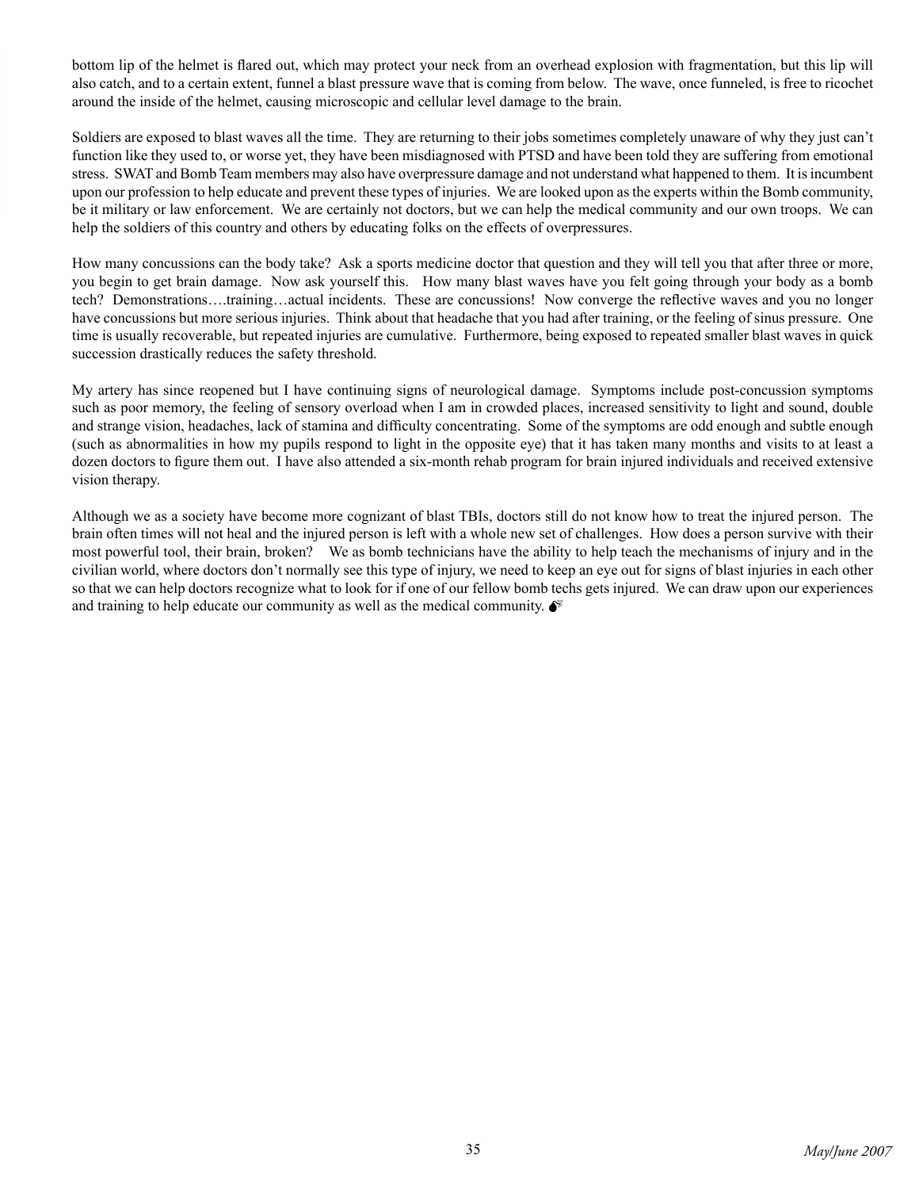bottom lip of the helmet is flared out, which may protect your neck from an overhead explosion with fragmentation, but this lip will also catch, and to a certain extent, funnel a blast pressure wave that is coming from below. The wave, once funneled, is free to ricochet around the inside of the helmet, causing microscopic and cellular level damage to the brain.

Soldiers are exposed to blast waves all the time. They are returning to their jobs sometimes completely unaware of why they just can't function like they used to, or worse yet, they have been misdiagnosed with PTSD and have been told they are suffering from emotional stress. SWAT and Bomb Team members may also have overpressure damage and not understand what happened to them. It is incumbent upon our profession to help educate and prevent these types of injuries. We are looked upon as the experts within the Bomb community, be it military or law enforcement. We are certainly not doctors, but we can help the medical community and our own troops. We can help the soldiers of this country and others by educating folks on the effects of overpressures.

How many concussions can the body take? Ask a sports medicine doctor that question and they will tell you that after three or more, you begin to get brain damage. Now ask yourself this. How many blast waves have you felt going through your body as a bomb tech? Demonstrations….training…actual incidents. These are concussions! Now converge the reflective waves and you no longer have concussions but more serious injuries. Think about that headache that you had after training, or the feeling of sinus pressure. One time is usually recoverable, but repeated injuries are cumulative. Furthermore, being exposed to repeated smaller blast waves in quick succession drastically reduces the safety threshold.

My artery has since reopened but I have continuing signs of neurological damage. Symptoms include post-concussion symptoms such as poor memory, the feeling of sensory overload when I am in crowded places, increased sensitivity to light and sound, double and strange vision, headaches, lack of stamina and difficulty concentrating. Some of the symptoms are odd enough and subtle enough (such as abnormalities in how my pupils respond to light in the opposite eye) that it has taken many months and visits to at least a dozen doctors to figure them out. I have also attended a six-month rehab program for brain injured individuals and received extensive vision therapy.

Although we as a society have become more cognizant of blast TBIs, doctors still do not know how to treat the injured person. The brain often times will not heal and the injured person is left with a whole new set of challenges. How does a person survive with their most powerful tool, their brain, broken? We as bomb technicians have the ability to help teach the mechanisms of injury and in the civilian world, where doctors don't normally see this type of injury, we need to keep an eye out for signs of blast injuries in each other so that we can help doctors recognize what to look for if one of our fellow bomb techs gets injured. We can draw upon our experiences and training to help educate our community as well as the medical community.